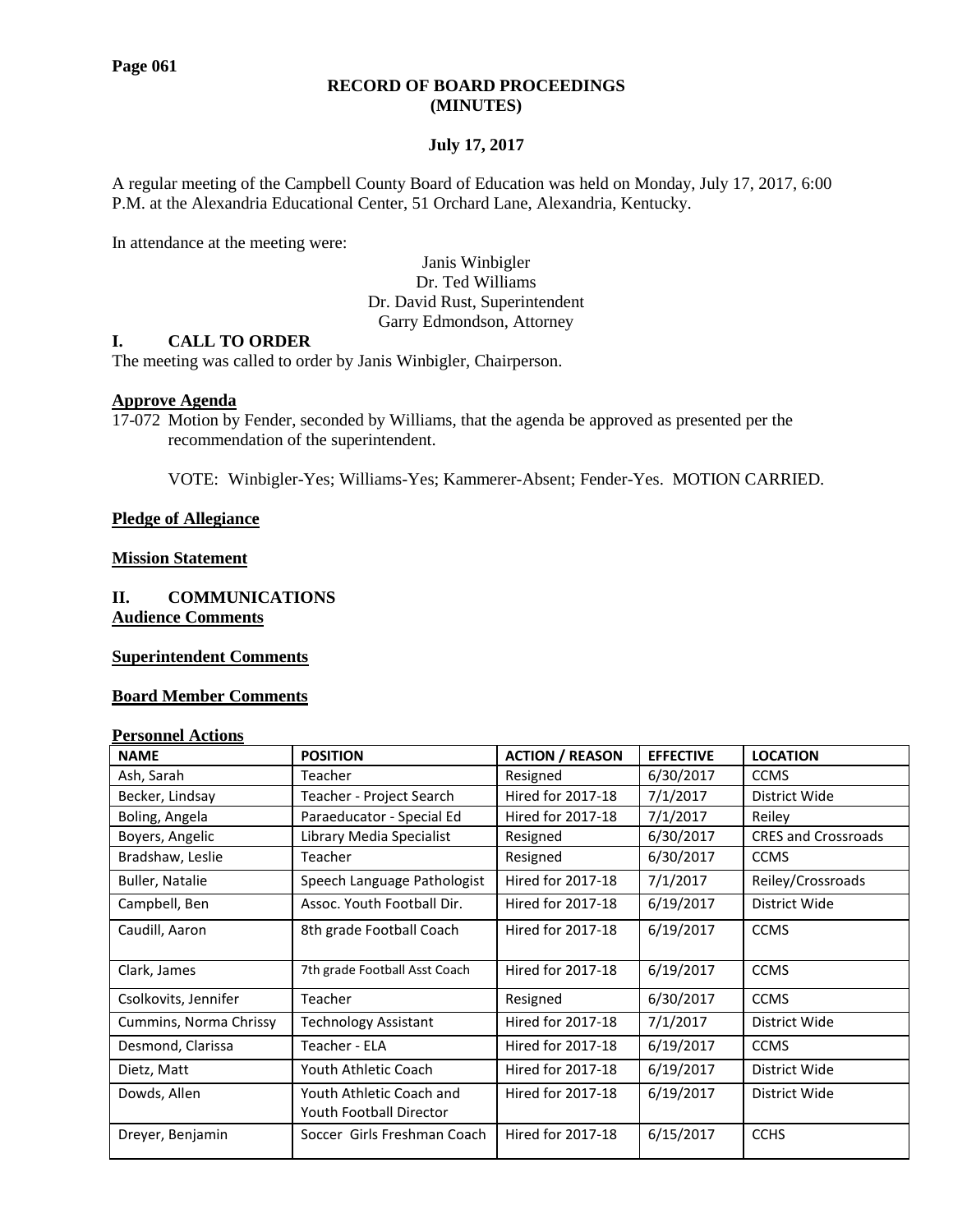**RECORD OF BOARD PROCEEDINGS**
**(MINUTES)**

**July 17, 2017**

A regular meeting of the Campbell County Board of Education was held on Monday, July 17, 2017, 6:00 P.M. at the Alexandria Educational Center, 51 Orchard Lane, Alexandria, Kentucky.

In attendance at the meeting were:

Janis Winbigler
Dr. Ted Williams
Dr. David Rust, Superintendent
Garry Edmondson, Attorney

## I. CALL TO ORDER

The meeting was called to order by Janis Winbigler, Chairperson.

### Approve Agenda

17-072 Motion by Fender, seconded by Williams, that the agenda be approved as presented per the recommendation of the superintendent.

VOTE: Winbigler-Yes; Williams-Yes; Kammerer-Absent; Fender-Yes. MOTION CARRIED.

### Pledge of Allegiance

### Mission Statement

## II. COMMUNICATIONS

### Audience Comments

### Superintendent Comments

### Board Member Comments

### Personnel Actions

| NAME | POSITION | ACTION / REASON | EFFECTIVE | LOCATION |
|---|---|---|---|---|
| Ash, Sarah | Teacher | Resigned | 6/30/2017 | CCMS |
| Becker, Lindsay | Teacher - Project Search | Hired for 2017-18 | 7/1/2017 | District Wide |
| Boling, Angela | Paraeducator - Special Ed | Hired for 2017-18 | 7/1/2017 | Reiley |
| Boyers, Angelic | Library Media Specialist | Resigned | 6/30/2017 | CRES and Crossroads |
| Bradshaw, Leslie | Teacher | Resigned | 6/30/2017 | CCMS |
| Buller, Natalie | Speech Language Pathologist | Hired for 2017-18 | 7/1/2017 | Reiley/Crossroads |
| Campbell, Ben | Assoc. Youth Football Dir. | Hired for 2017-18 | 6/19/2017 | District Wide |
| Caudill, Aaron | 8th grade Football Coach | Hired for 2017-18 | 6/19/2017 | CCMS |
| Clark, James | 7th grade Football Asst Coach | Hired for 2017-18 | 6/19/2017 | CCMS |
| Csolkovits, Jennifer | Teacher | Resigned | 6/30/2017 | CCMS |
| Cummins, Norma Chrissy | Technology Assistant | Hired for 2017-18 | 7/1/2017 | District Wide |
| Desmond, Clarissa | Teacher - ELA | Hired for 2017-18 | 6/19/2017 | CCMS |
| Dietz, Matt | Youth Athletic Coach | Hired for 2017-18 | 6/19/2017 | District Wide |
| Dowds, Allen | Youth Athletic Coach and Youth Football Director | Hired for 2017-18 | 6/19/2017 | District Wide |
| Dreyer, Benjamin | Soccer Girls Freshman Coach | Hired for 2017-18 | 6/15/2017 | CCHS |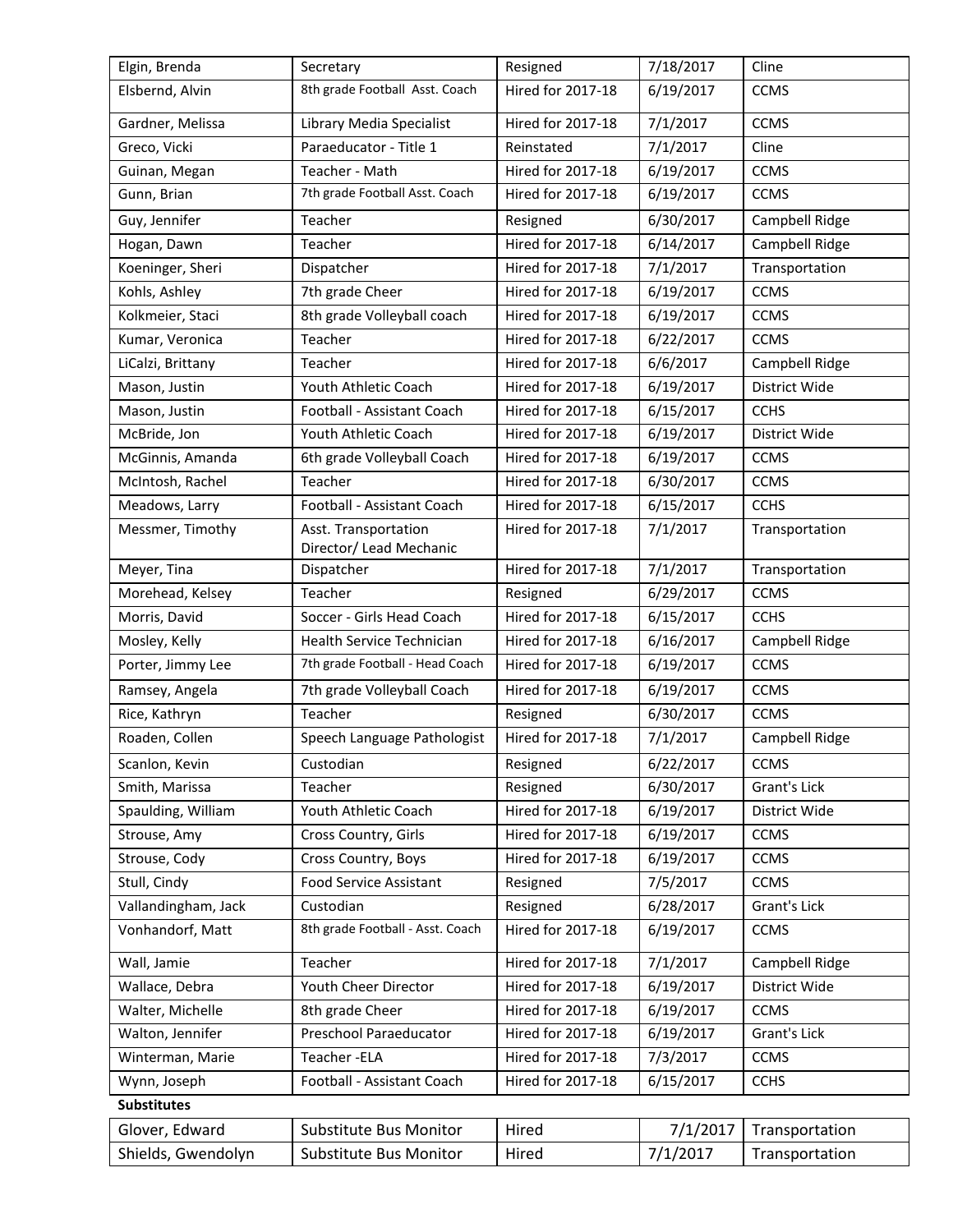| Elgin, Brenda | Secretary | Resigned | 7/18/2017 | Cline |
|---|---|---|---|---|
| Elsbernd, Alvin | 8th grade Football Asst. Coach | Hired for 2017-18 | 6/19/2017 | CCMS |
| Gardner, Melissa | Library Media Specialist | Hired for 2017-18 | 7/1/2017 | CCMS |
| Greco, Vicki | Paraeducator - Title 1 | Reinstated | 7/1/2017 | Cline |
| Guinan, Megan | Teacher - Math | Hired for 2017-18 | 6/19/2017 | CCMS |
| Gunn, Brian | 7th grade Football Asst. Coach | Hired for 2017-18 | 6/19/2017 | CCMS |
| Guy, Jennifer | Teacher | Resigned | 6/30/2017 | Campbell Ridge |
| Hogan, Dawn | Teacher | Hired for 2017-18 | 6/14/2017 | Campbell Ridge |
| Koeninger, Sheri | Dispatcher | Hired for 2017-18 | 7/1/2017 | Transportation |
| Kohls, Ashley | 7th grade Cheer | Hired for 2017-18 | 6/19/2017 | CCMS |
| Kolkmeier, Staci | 8th grade Volleyball coach | Hired for 2017-18 | 6/19/2017 | CCMS |
| Kumar, Veronica | Teacher | Hired for 2017-18 | 6/22/2017 | CCMS |
| LiCalzi, Brittany | Teacher | Hired for 2017-18 | 6/6/2017 | Campbell Ridge |
| Mason, Justin | Youth Athletic Coach | Hired for 2017-18 | 6/19/2017 | District Wide |
| Mason, Justin | Football - Assistant Coach | Hired for 2017-18 | 6/15/2017 | CCHS |
| McBride, Jon | Youth Athletic Coach | Hired for 2017-18 | 6/19/2017 | District Wide |
| McGinnis, Amanda | 6th grade Volleyball Coach | Hired for 2017-18 | 6/19/2017 | CCMS |
| McIntosh, Rachel | Teacher | Hired for 2017-18 | 6/30/2017 | CCMS |
| Meadows, Larry | Football - Assistant Coach | Hired for 2017-18 | 6/15/2017 | CCHS |
| Messmer, Timothy | Asst. Transportation Director/ Lead Mechanic | Hired for 2017-18 | 7/1/2017 | Transportation |
| Meyer, Tina | Dispatcher | Hired for 2017-18 | 7/1/2017 | Transportation |
| Morehead, Kelsey | Teacher | Resigned | 6/29/2017 | CCMS |
| Morris, David | Soccer - Girls Head Coach | Hired for 2017-18 | 6/15/2017 | CCHS |
| Mosley, Kelly | Health Service Technician | Hired for 2017-18 | 6/16/2017 | Campbell Ridge |
| Porter, Jimmy Lee | 7th grade Football - Head Coach | Hired for 2017-18 | 6/19/2017 | CCMS |
| Ramsey, Angela | 7th grade Volleyball Coach | Hired for 2017-18 | 6/19/2017 | CCMS |
| Rice, Kathryn | Teacher | Resigned | 6/30/2017 | CCMS |
| Roaden, Collen | Speech Language Pathologist | Hired for 2017-18 | 7/1/2017 | Campbell Ridge |
| Scanlon, Kevin | Custodian | Resigned | 6/22/2017 | CCMS |
| Smith, Marissa | Teacher | Resigned | 6/30/2017 | Grant's Lick |
| Spaulding, William | Youth Athletic Coach | Hired for 2017-18 | 6/19/2017 | District Wide |
| Strouse, Amy | Cross Country, Girls | Hired for 2017-18 | 6/19/2017 | CCMS |
| Strouse, Cody | Cross Country, Boys | Hired for 2017-18 | 6/19/2017 | CCMS |
| Stull, Cindy | Food Service Assistant | Resigned | 7/5/2017 | CCMS |
| Vallandingham, Jack | Custodian | Resigned | 6/28/2017 | Grant's Lick |
| Vonhandorf, Matt | 8th grade Football - Asst. Coach | Hired for 2017-18 | 6/19/2017 | CCMS |
| Wall, Jamie | Teacher | Hired for 2017-18 | 7/1/2017 | Campbell Ridge |
| Wallace, Debra | Youth Cheer Director | Hired for 2017-18 | 6/19/2017 | District Wide |
| Walter, Michelle | 8th grade Cheer | Hired for 2017-18 | 6/19/2017 | CCMS |
| Walton, Jennifer | Preschool Paraeducator | Hired for 2017-18 | 6/19/2017 | Grant's Lick |
| Winterman, Marie | Teacher -ELA | Hired for 2017-18 | 7/3/2017 | CCMS |
| Wynn, Joseph | Football - Assistant Coach | Hired for 2017-18 | 6/15/2017 | CCHS |

**Substitutes**

| Glover, Edward | Substitute Bus Monitor | Hired | 7/1/2017 | Transportation |
|---|---|---|---|---|
| Shields, Gwendolyn | Substitute Bus Monitor | Hired | 7/1/2017 | Transportation |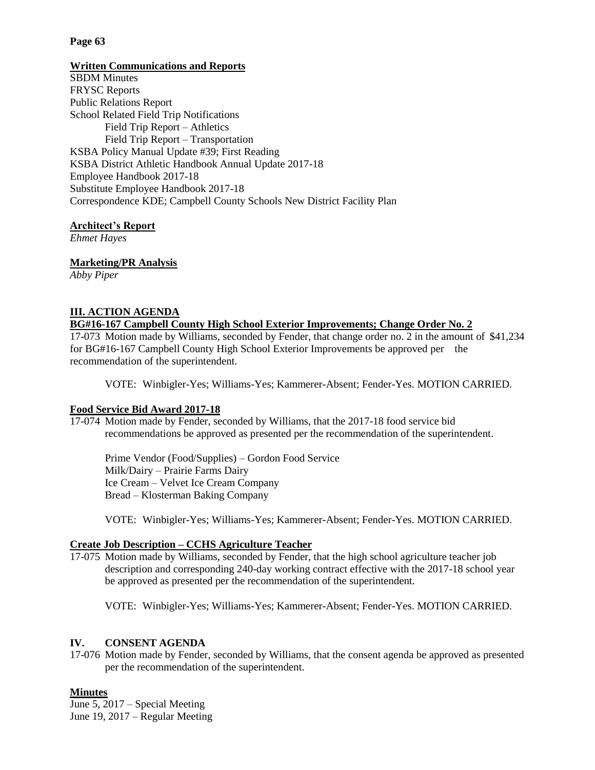**Written Communications and Reports**

SBDM Minutes
FRYSC Reports
Public Relations Report
School Related Field Trip Notifications
- Field Trip Report – Athletics
- Field Trip Report – Transportation

KSBA Policy Manual Update #39; First Reading
KSBA District Athletic Handbook Annual Update 2017-18
Employee Handbook 2017-18
Substitute Employee Handbook 2017-18
Correspondence KDE; Campbell County Schools New District Facility Plan

**Architect's Report**

*Ehmet Hayes*

**Marketing/PR Analysis**

*Abby Piper*

## III. ACTION AGENDA

**BG#16-167 Campbell County High School Exterior Improvements; Change Order No. 2**

17-073 Motion made by Williams, seconded by Fender, that change order no. 2 in the amount of $41,234 for BG#16-167 Campbell County High School Exterior Improvements be approved per the recommendation of the superintendent.

VOTE: Winbigler-Yes; Williams-Yes; Kammerer-Absent; Fender-Yes. MOTION CARRIED.

**Food Service Bid Award 2017-18**

17-074 Motion made by Fender, seconded by Williams, that the 2017-18 food service bid recommendations be approved as presented per the recommendation of the superintendent.

Prime Vendor (Food/Supplies) – Gordon Food Service
Milk/Dairy – Prairie Farms Dairy
Ice Cream – Velvet Ice Cream Company
Bread – Klosterman Baking Company

VOTE: Winbigler-Yes; Williams-Yes; Kammerer-Absent; Fender-Yes. MOTION CARRIED.

**Create Job Description – CCHS Agriculture Teacher**

17-075 Motion made by Williams, seconded by Fender, that the high school agriculture teacher job description and corresponding 240-day working contract effective with the 2017-18 school year be approved as presented per the recommendation of the superintendent.

VOTE: Winbigler-Yes; Williams-Yes; Kammerer-Absent; Fender-Yes. MOTION CARRIED.

## IV. CONSENT AGENDA

17-076 Motion made by Fender, seconded by Williams, that the consent agenda be approved as presented per the recommendation of the superintendent.

**Minutes**

June 5, 2017 – Special Meeting
June 19, 2017 – Regular Meeting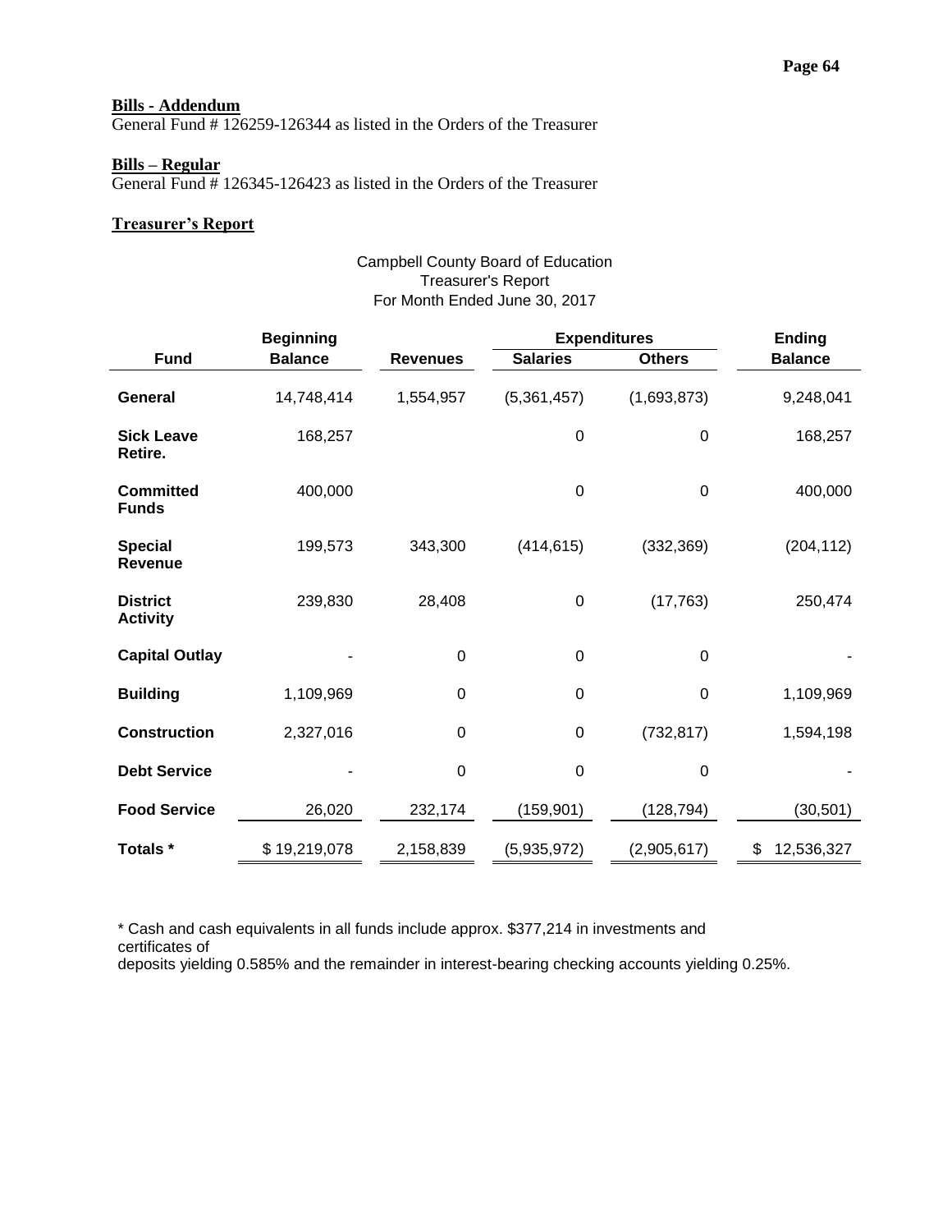**Bills - Addendum**

General Fund # 126259-126344 as listed in the Orders of the Treasurer

**Bills – Regular**

General Fund # 126345-126423 as listed in the Orders of the Treasurer

**Treasurer's Report**

Campbell County Board of Education
Treasurer's Report
For Month Ended June 30, 2017

| Fund | Beginning Balance | Revenues | Expenditures: Salaries | Expenditures: Others | Ending Balance |
|---|---|---|---|---|---|
| **General** | 14,748,414 | 1,554,957 | (5,361,457) | (1,693,873) | 9,248,041 |
| **Sick Leave Retire.** | 168,257 | | 0 | 0 | 168,257 |
| **Committed Funds** | 400,000 | | 0 | 0 | 400,000 |
| **Special Revenue** | 199,573 | 343,300 | (414,615) | (332,369) | (204,112) |
| **District Activity** | 239,830 | 28,408 | 0 | (17,763) | 250,474 |
| **Capital Outlay** | - | 0 | 0 | 0 | - |
| **Building** | 1,109,969 | 0 | 0 | 0 | 1,109,969 |
| **Construction** | 2,327,016 | 0 | 0 | (732,817) | 1,594,198 |
| **Debt Service** | - | 0 | 0 | 0 | - |
| **Food Service** | 26,020 | 232,174 | (159,901) | (128,794) | (30,501) |
| **Totals *** | $ 19,219,078 | 2,158,839 | (5,935,972) | (2,905,617) | $ 12,536,327 |

* Cash and cash equivalents in all funds include approx. $377,214 in investments and certificates of
deposits yielding 0.585% and the remainder in interest-bearing checking accounts yielding 0.25%.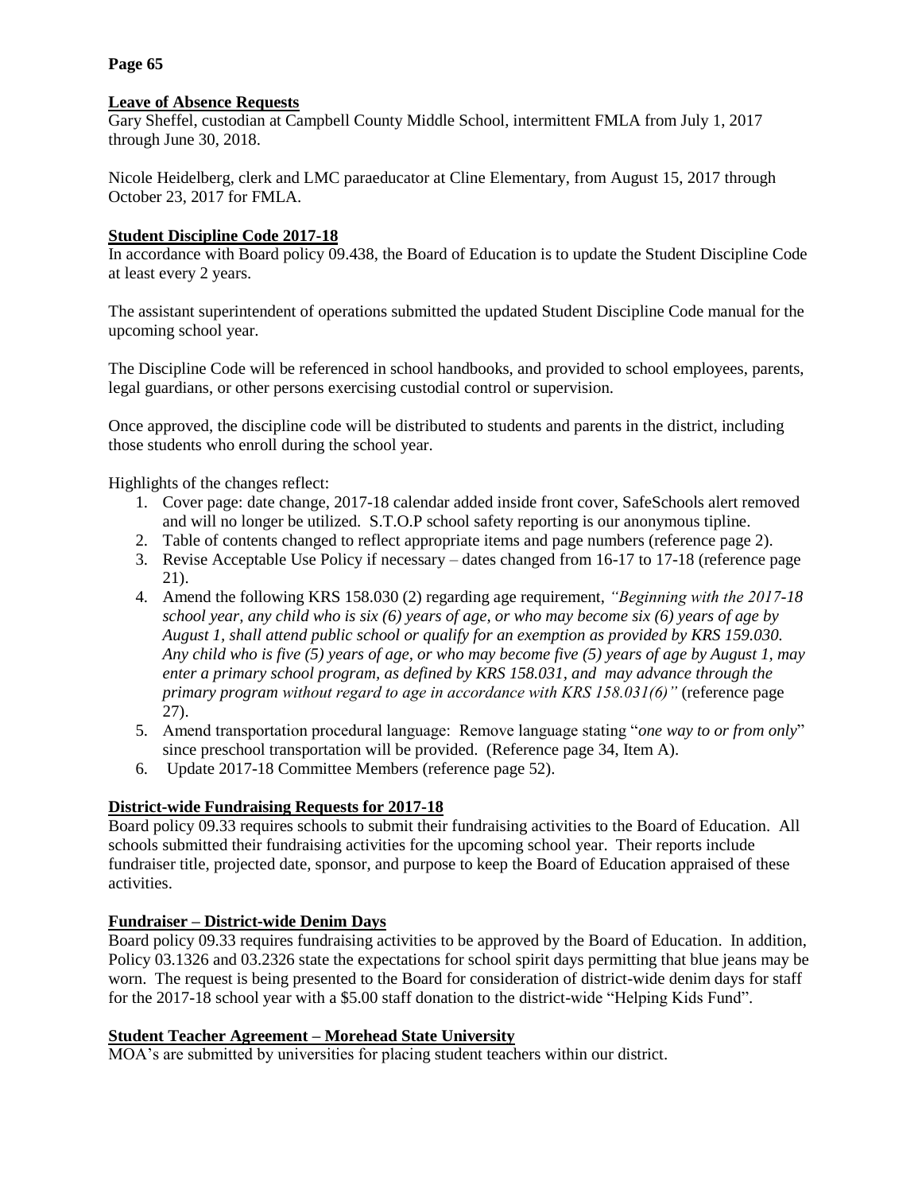## Leave of Absence Requests

Gary Sheffel, custodian at Campbell County Middle School, intermittent FMLA from July 1, 2017 through June 30, 2018.

Nicole Heidelberg, clerk and LMC paraeducator at Cline Elementary, from August 15, 2017 through October 23, 2017 for FMLA.

## Student Discipline Code 2017-18

In accordance with Board policy 09.438, the Board of Education is to update the Student Discipline Code at least every 2 years.

The assistant superintendent of operations submitted the updated Student Discipline Code manual for the upcoming school year.

The Discipline Code will be referenced in school handbooks, and provided to school employees, parents, legal guardians, or other persons exercising custodial control or supervision.

Once approved, the discipline code will be distributed to students and parents in the district, including those students who enroll during the school year.

Highlights of the changes reflect:

1. Cover page: date change, 2017-18 calendar added inside front cover, SafeSchools alert removed and will no longer be utilized. S.T.O.P school safety reporting is our anonymous tipline.
2. Table of contents changed to reflect appropriate items and page numbers (reference page 2).
3. Revise Acceptable Use Policy if necessary – dates changed from 16-17 to 17-18 (reference page 21).
4. Amend the following KRS 158.030 (2) regarding age requirement, *"Beginning with the 2017-18 school year, any child who is six (6) years of age, or who may become six (6) years of age by August 1, shall attend public school or qualify for an exemption as provided by KRS 159.030. Any child who is five (5) years of age, or who may become five (5) years of age by August 1, may enter a primary school program, as defined by KRS 158.031, and may advance through the primary program without regard to age in accordance with KRS 158.031(6)"* (reference page 27).
5. Amend transportation procedural language: Remove language stating "*one way to or from only*" since preschool transportation will be provided. (Reference page 34, Item A).
6. Update 2017-18 Committee Members (reference page 52).

## District-wide Fundraising Requests for 2017-18

Board policy 09.33 requires schools to submit their fundraising activities to the Board of Education. All schools submitted their fundraising activities for the upcoming school year. Their reports include fundraiser title, projected date, sponsor, and purpose to keep the Board of Education appraised of these activities.

## Fundraiser – District-wide Denim Days

Board policy 09.33 requires fundraising activities to be approved by the Board of Education. In addition, Policy 03.1326 and 03.2326 state the expectations for school spirit days permitting that blue jeans may be worn. The request is being presented to the Board for consideration of district-wide denim days for staff for the 2017-18 school year with a $5.00 staff donation to the district-wide "Helping Kids Fund".

## Student Teacher Agreement – Morehead State University

MOA's are submitted by universities for placing student teachers within our district.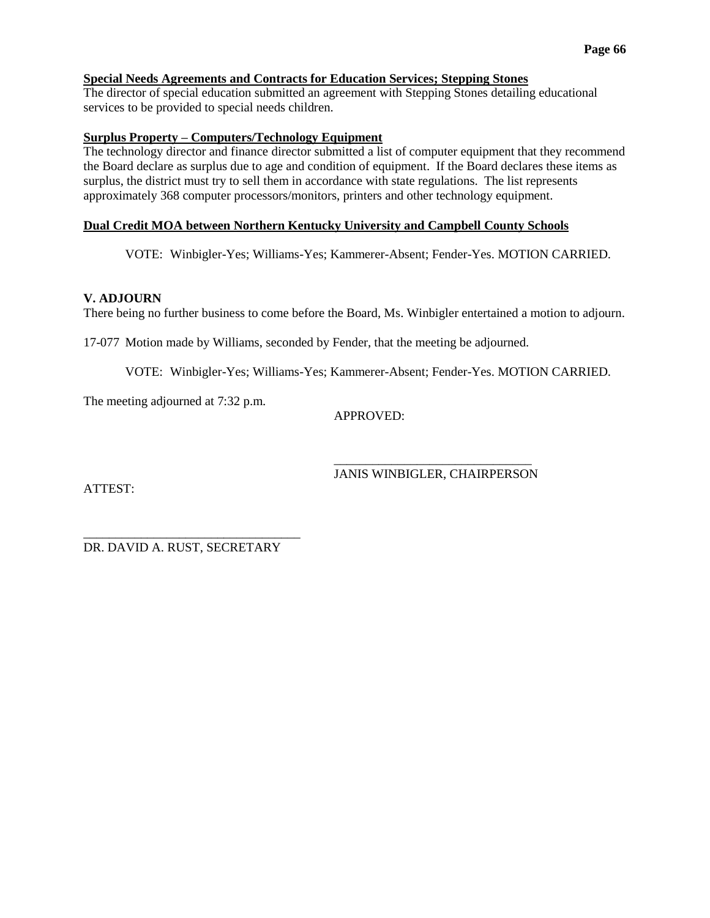**Special Needs Agreements and Contracts for Education Services; Stepping Stones**

The director of special education submitted an agreement with Stepping Stones detailing educational services to be provided to special needs children.

**Surplus Property – Computers/Technology Equipment**

The technology director and finance director submitted a list of computer equipment that they recommend the Board declare as surplus due to age and condition of equipment. If the Board declares these items as surplus, the district must try to sell them in accordance with state regulations. The list represents approximately 368 computer processors/monitors, printers and other technology equipment.

**Dual Credit MOA between Northern Kentucky University and Campbell County Schools**

VOTE: Winbigler-Yes; Williams-Yes; Kammerer-Absent; Fender-Yes. MOTION CARRIED.

**V. ADJOURN**

There being no further business to come before the Board, Ms. Winbigler entertained a motion to adjourn.

17-077 Motion made by Williams, seconded by Fender, that the meeting be adjourned.

VOTE: Winbigler-Yes; Williams-Yes; Kammerer-Absent; Fender-Yes. MOTION CARRIED.

The meeting adjourned at 7:32 p.m.

APPROVED:

______________________________

JANIS WINBIGLER, CHAIRPERSON

ATTEST:

_________________________________

DR. DAVID A. RUST, SECRETARY